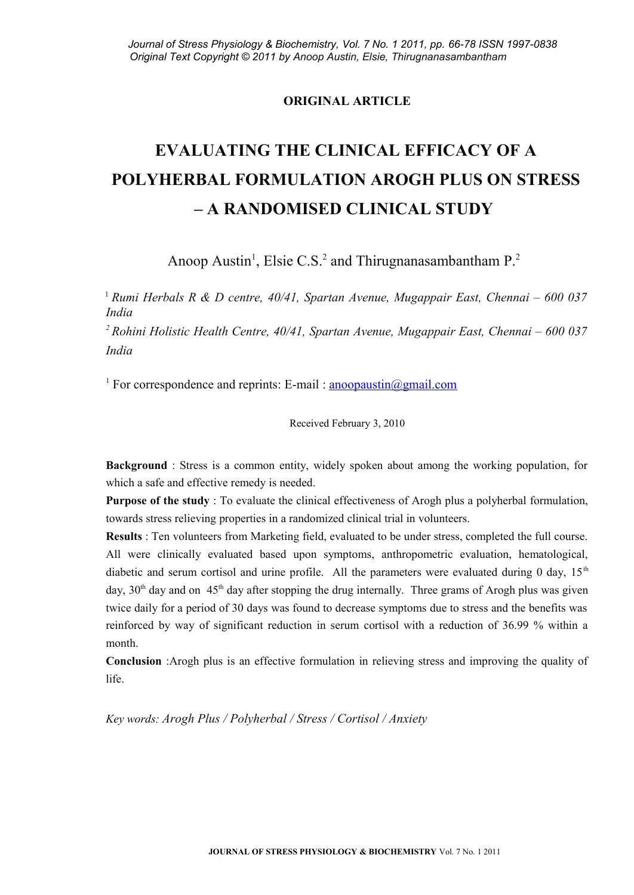ORIGINAL ARTICLE

# EVALUATING THE CLINICAL EFFICACY OF A POLYHERBAL FORMULATION AROGH PLUS ON STRESS – A RANDOMISED CLINICAL STUDY

Anoop Austin[1], Elsie C.S.[2] and Thirugnanasambantham P.[2]

[1] *Rumi Herbals R & D centre, 40/41, Spartan Avenue, Mugappair East, Chennai – 600 037 India*

[2] *Rohini Holistic Health Centre, 40/41, Spartan Avenue, Mugappair East, Chennai – 600 037 India*

[1] For correspondence and reprints: E-mail : anoopaustin@gmail.com

Received February 3, 2010

**Background** : Stress is a common entity, widely spoken about among the working population, for which a safe and effective remedy is needed.

**Purpose of the study** : To evaluate the clinical effectiveness of Arogh plus a polyherbal formulation, towards stress relieving properties in a randomized clinical trial in volunteers.

**Results** : Ten volunteers from Marketing field, evaluated to be under stress, completed the full course. All were clinically evaluated based upon symptoms, anthropometric evaluation, hematological, diabetic and serum cortisol and urine profile. All the parameters were evaluated during 0 day, 15th day, 30th day and on 45th day after stopping the drug internally. Three grams of Arogh plus was given twice daily for a period of 30 days was found to decrease symptoms due to stress and the benefits was reinforced by way of significant reduction in serum cortisol with a reduction of 36.99 % within a month.

**Conclusion** :Arogh plus is an effective formulation in relieving stress and improving the quality of life.

*Key words: Arogh Plus / Polyherbal / Stress / Cortisol / Anxiety*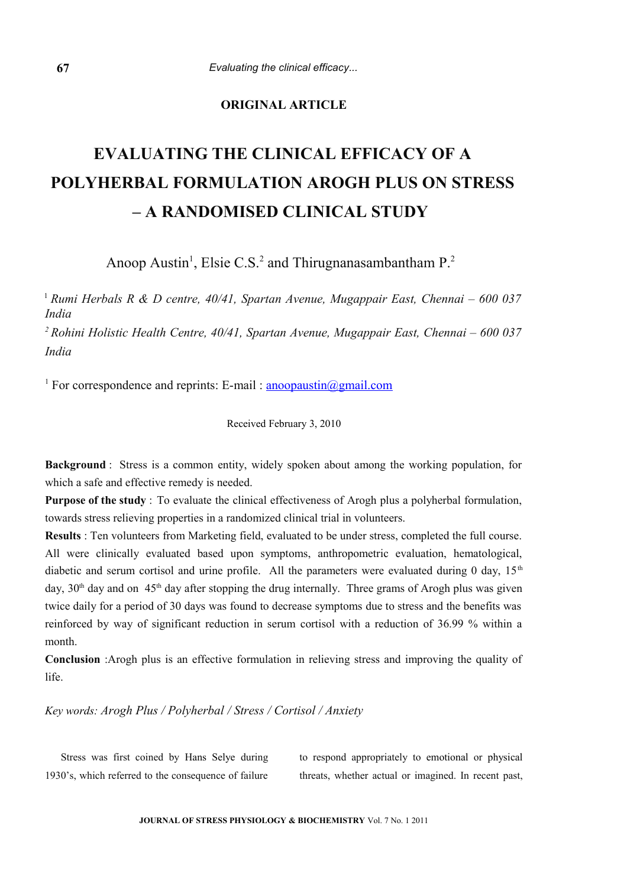**ORIGINAL ARTICLE**

# EVALUATING THE CLINICAL EFFICACY OF A POLYHERBAL FORMULATION AROGH PLUS ON STRESS – A RANDOMISED CLINICAL STUDY

Anoop Austin[1], Elsie C.S.[2] and Thirugnanasambantham P.[2]

[1] *Rumi Herbals R & D centre, 40/41, Spartan Avenue, Mugappair East, Chennai – 600 037 India*

[2] *Rohini Holistic Health Centre, 40/41, Spartan Avenue, Mugappair East, Chennai – 600 037 India*

[1] For correspondence and reprints: E-mail : anoopaustin@gmail.com

Received February 3, 2010

**Background** : Stress is a common entity, widely spoken about among the working population, for which a safe and effective remedy is needed.

**Purpose of the study** : To evaluate the clinical effectiveness of Arogh plus a polyherbal formulation, towards stress relieving properties in a randomized clinical trial in volunteers.

**Results** : Ten volunteers from Marketing field, evaluated to be under stress, completed the full course. All were clinically evaluated based upon symptoms, anthropometric evaluation, hematological, diabetic and serum cortisol and urine profile. All the parameters were evaluated during 0 day, 15th day, 30th day and on 45th day after stopping the drug internally. Three grams of Arogh plus was given twice daily for a period of 30 days was found to decrease symptoms due to stress and the benefits was reinforced by way of significant reduction in serum cortisol with a reduction of 36.99 % within a month.

**Conclusion** :Arogh plus is an effective formulation in relieving stress and improving the quality of life.

*Key words: Arogh Plus / Polyherbal / Stress / Cortisol / Anxiety*

Stress was first coined by Hans Selye during 1930's, which referred to the consequence of failure to respond appropriately to emotional or physical threats, whether actual or imagined. In recent past,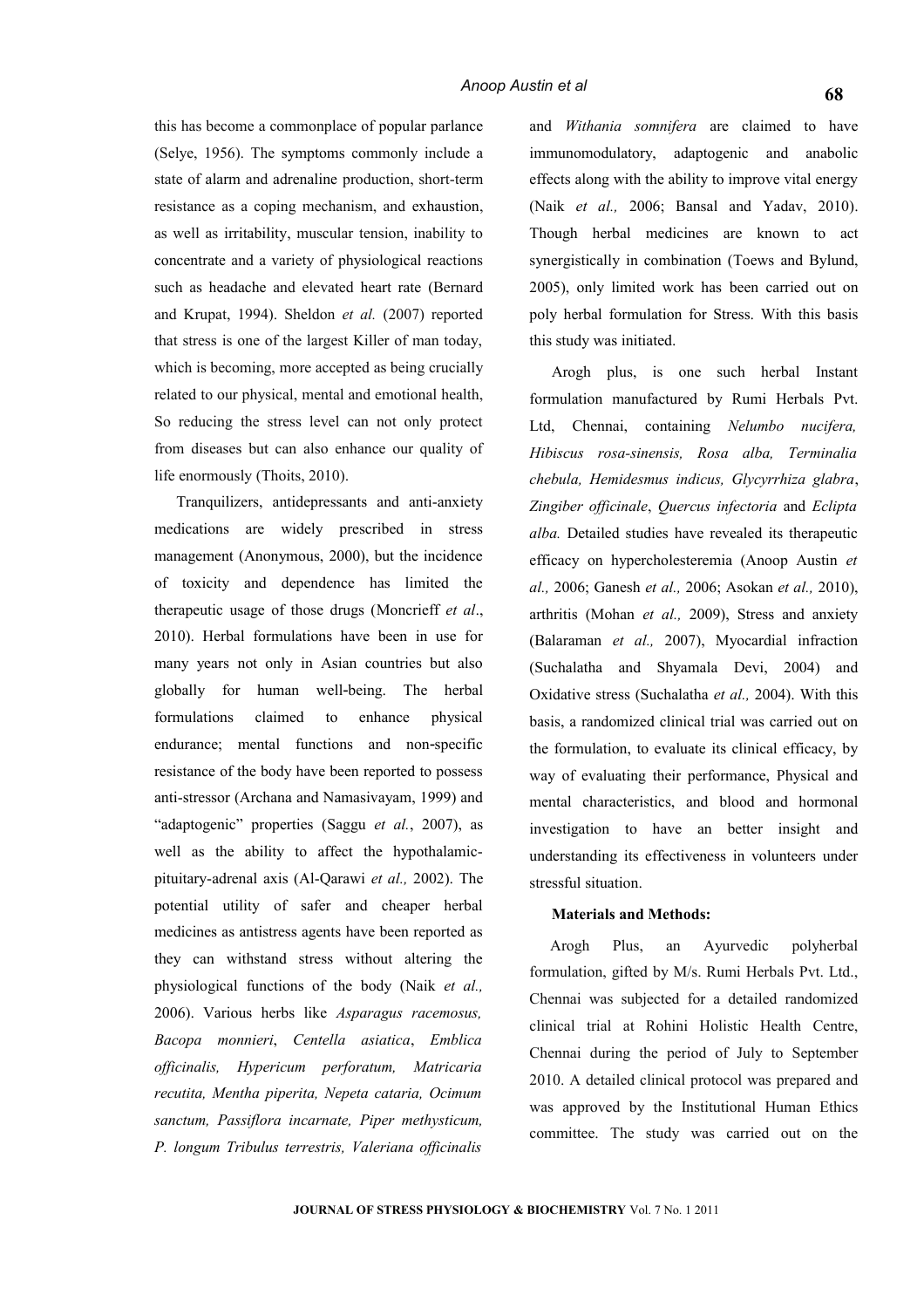this has become a commonplace of popular parlance (Selye, 1956). The symptoms commonly include a state of alarm and adrenaline production, short-term resistance as a coping mechanism, and exhaustion, as well as irritability, muscular tension, inability to concentrate and a variety of physiological reactions such as headache and elevated heart rate (Bernard and Krupat, 1994). Sheldon *et al.* (2007) reported that stress is one of the largest Killer of man today, which is becoming, more accepted as being crucially related to our physical, mental and emotional health, So reducing the stress level can not only protect from diseases but can also enhance our quality of life enormously (Thoits, 2010).

Tranquilizers, antidepressants and anti-anxiety medications are widely prescribed in stress management (Anonymous, 2000), but the incidence of toxicity and dependence has limited the therapeutic usage of those drugs (Moncrieff *et al*., 2010). Herbal formulations have been in use for many years not only in Asian countries but also globally for human well-being. The herbal formulations claimed to enhance physical endurance; mental functions and non-specific resistance of the body have been reported to possess anti-stressor (Archana and Namasivayam, 1999) and "adaptogenic" properties (Saggu *et al.*, 2007), as well as the ability to affect the hypothalamic-pituitary-adrenal axis (Al-Qarawi *et al.,* 2002). The potential utility of safer and cheaper herbal medicines as antistress agents have been reported as they can withstand stress without altering the physiological functions of the body (Naik *et al.,* 2006). Various herbs like *Asparagus racemosus, Bacopa monnieri*, *Centella asiatica*, *Emblica officinalis, Hypericum perforatum, Matricaria recutita, Mentha piperita, Nepeta cataria, Ocimum sanctum, Passiflora incarnate, Piper methysticum, P. longum Tribulus terrestris, Valeriana officinalis* and *Withania somnifera* are claimed to have immunomodulatory, adaptogenic and anabolic effects along with the ability to improve vital energy (Naik *et al.,* 2006; Bansal and Yadav, 2010). Though herbal medicines are known to act synergistically in combination (Toews and Bylund, 2005), only limited work has been carried out on poly herbal formulation for Stress. With this basis this study was initiated.

Arogh plus, is one such herbal Instant formulation manufactured by Rumi Herbals Pvt. Ltd, Chennai, containing *Nelumbo nucifera, Hibiscus rosa-sinensis, Rosa alba, Terminalia chebula, Hemidesmus indicus, Glycyrrhiza glabra*, *Zingiber officinale*, *Quercus infectoria* and *Eclipta alba.* Detailed studies have revealed its therapeutic efficacy on hypercholesteremia (Anoop Austin *et al.,* 2006; Ganesh *et al.,* 2006; Asokan *et al.,* 2010), arthritis (Mohan *et al.,* 2009), Stress and anxiety (Balaraman *et al.,* 2007), Myocardial infraction (Suchalatha and Shyamala Devi, 2004) and Oxidative stress (Suchalatha *et al.,* 2004). With this basis, a randomized clinical trial was carried out on the formulation, to evaluate its clinical efficacy, by way of evaluating their performance, Physical and mental characteristics, and blood and hormonal investigation to have an better insight and understanding its effectiveness in volunteers under stressful situation.

## Materials and Methods:

Arogh Plus, an Ayurvedic polyherbal formulation, gifted by M/s. Rumi Herbals Pvt. Ltd., Chennai was subjected for a detailed randomized clinical trial at Rohini Holistic Health Centre, Chennai during the period of July to September 2010. A detailed clinical protocol was prepared and was approved by the Institutional Human Ethics committee. The study was carried out on the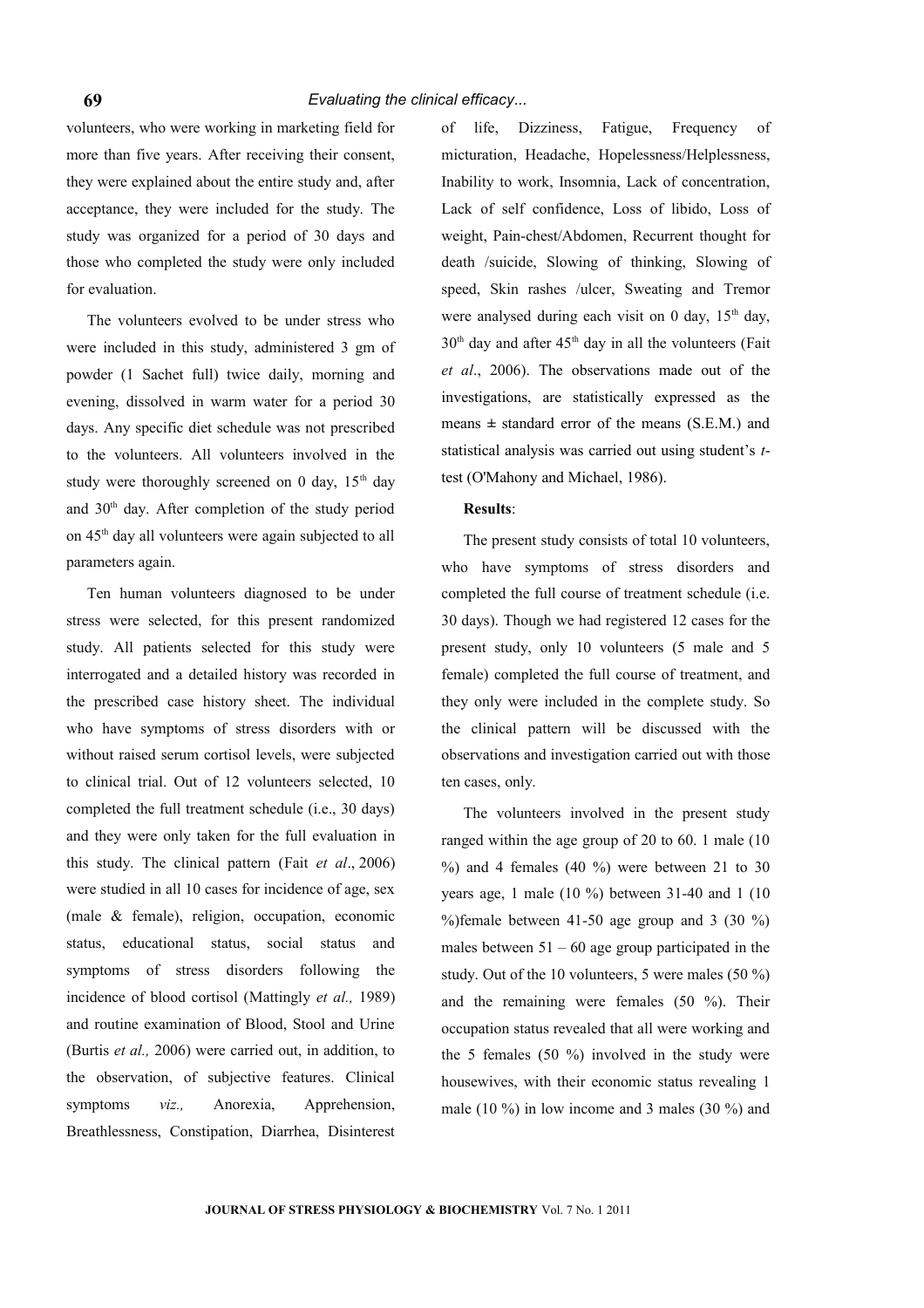volunteers, who were working in marketing field for more than five years. After receiving their consent, they were explained about the entire study and, after acceptance, they were included for the study. The study was organized for a period of 30 days and those who completed the study were only included for evaluation.

The volunteers evolved to be under stress who were included in this study, administered 3 gm of powder (1 Sachet full) twice daily, morning and evening, dissolved in warm water for a period 30 days. Any specific diet schedule was not prescribed to the volunteers. All volunteers involved in the study were thoroughly screened on 0 day, 15th day and 30th day. After completion of the study period on 45th day all volunteers were again subjected to all parameters again.

Ten human volunteers diagnosed to be under stress were selected, for this present randomized study. All patients selected for this study were interrogated and a detailed history was recorded in the prescribed case history sheet. The individual who have symptoms of stress disorders with or without raised serum cortisol levels, were subjected to clinical trial. Out of 12 volunteers selected, 10 completed the full treatment schedule (i.e., 30 days) and they were only taken for the full evaluation in this study. The clinical pattern (Fait *et al*., 2006) were studied in all 10 cases for incidence of age, sex (male & female), religion, occupation, economic status, educational status, social status and symptoms of stress disorders following the incidence of blood cortisol (Mattingly *et al.,* 1989) and routine examination of Blood, Stool and Urine (Burtis *et al.,* 2006) were carried out, in addition, to the observation, of subjective features. Clinical symptoms *viz.,* Anorexia, Apprehension, Breathlessness, Constipation, Diarrhea, Disinterest of life, Dizziness, Fatigue, Frequency of micturation, Headache, Hopelessness/Helplessness, Inability to work, Insomnia, Lack of concentration, Lack of self confidence, Loss of libido, Loss of weight, Pain-chest/Abdomen, Recurrent thought for death /suicide, Slowing of thinking, Slowing of speed, Skin rashes /ulcer, Sweating and Tremor were analysed during each visit on 0 day, 15th day, 30th day and after 45th day in all the volunteers (Fait *et al*., 2006). The observations made out of the investigations, are statistically expressed as the means ± standard error of the means (S.E.M.) and statistical analysis was carried out using student's *t*-test (O'Mahony and Michael, 1986).

**Results**:

The present study consists of total 10 volunteers, who have symptoms of stress disorders and completed the full course of treatment schedule (i.e. 30 days). Though we had registered 12 cases for the present study, only 10 volunteers (5 male and 5 female) completed the full course of treatment, and they only were included in the complete study. So the clinical pattern will be discussed with the observations and investigation carried out with those ten cases, only.

The volunteers involved in the present study ranged within the age group of 20 to 60. 1 male (10 %) and 4 females (40 %) were between 21 to 30 years age, 1 male (10 %) between 31-40 and 1 (10 %)female between 41-50 age group and 3 (30 %) males between 51 – 60 age group participated in the study. Out of the 10 volunteers, 5 were males (50 %) and the remaining were females (50 %). Their occupation status revealed that all were working and the 5 females (50 %) involved in the study were housewives, with their economic status revealing 1 male (10 %) in low income and 3 males (30 %) and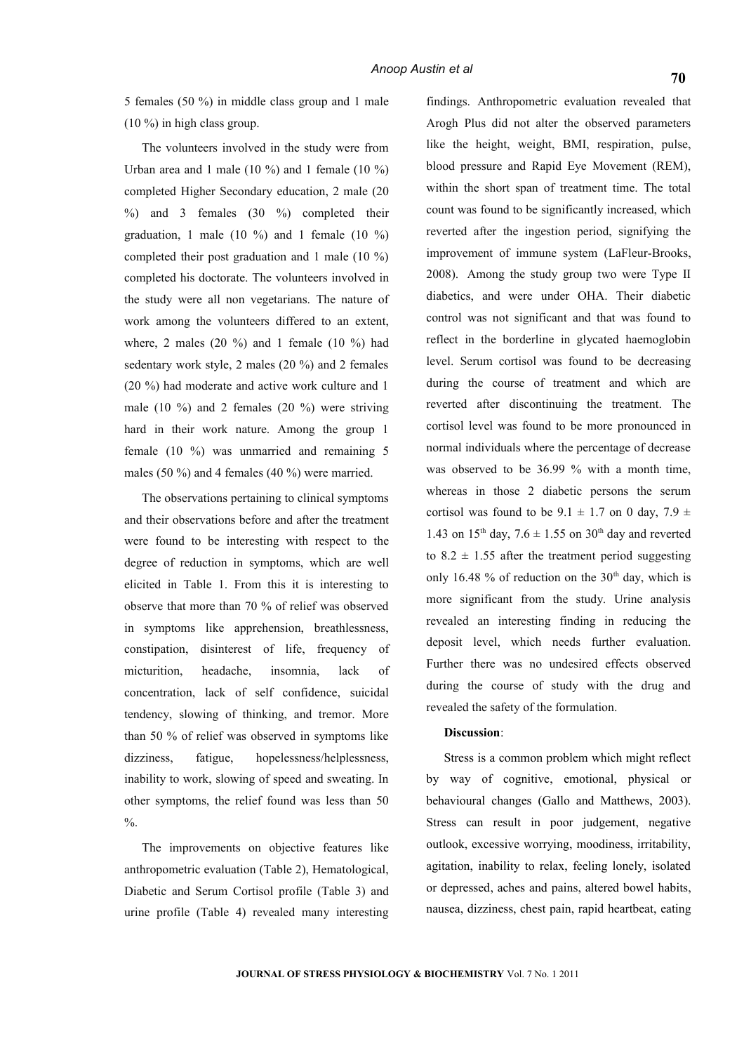5 females (50 %) in middle class group and 1 male (10 %) in high class group.

The volunteers involved in the study were from Urban area and 1 male (10 %) and 1 female (10 %) completed Higher Secondary education, 2 male (20 %) and 3 females (30 %) completed their graduation, 1 male (10 %) and 1 female (10 %) completed their post graduation and 1 male (10 %) completed his doctorate. The volunteers involved in the study were all non vegetarians. The nature of work among the volunteers differed to an extent, where, 2 males (20 %) and 1 female (10 %) had sedentary work style, 2 males (20 %) and 2 females (20 %) had moderate and active work culture and 1 male (10 %) and 2 females (20 %) were striving hard in their work nature. Among the group 1 female (10 %) was unmarried and remaining 5 males (50 %) and 4 females (40 %) were married.

The observations pertaining to clinical symptoms and their observations before and after the treatment were found to be interesting with respect to the degree of reduction in symptoms, which are well elicited in Table 1. From this it is interesting to observe that more than 70 % of relief was observed in symptoms like apprehension, breathlessness, constipation, disinterest of life, frequency of micturition, headache, insomnia, lack of concentration, lack of self confidence, suicidal tendency, slowing of thinking, and tremor. More than 50 % of relief was observed in symptoms like dizziness, fatigue, hopelessness/helplessness, inability to work, slowing of speed and sweating. In other symptoms, the relief found was less than 50 %.

The improvements on objective features like anthropometric evaluation (Table 2), Hematological, Diabetic and Serum Cortisol profile (Table 3) and urine profile (Table 4) revealed many interesting findings. Anthropometric evaluation revealed that Arogh Plus did not alter the observed parameters like the height, weight, BMI, respiration, pulse, blood pressure and Rapid Eye Movement (REM), within the short span of treatment time. The total count was found to be significantly increased, which reverted after the ingestion period, signifying the improvement of immune system (LaFleur-Brooks, 2008). Among the study group two were Type II diabetics, and were under OHA. Their diabetic control was not significant and that was found to reflect in the borderline in glycated haemoglobin level. Serum cortisol was found to be decreasing during the course of treatment and which are reverted after discontinuing the treatment. The cortisol level was found to be more pronounced in normal individuals where the percentage of decrease was observed to be 36.99 % with a month time, whereas in those 2 diabetic persons the serum cortisol was found to be $9.1 \pm 1.7$ on 0 day, $7.9 \pm 1.43$ on 15[th] day, $7.6 \pm 1.55$ on 30[th] day and reverted to $8.2 \pm 1.55$ after the treatment period suggesting only 16.48 % of reduction on the 30[th] day, which is more significant from the study. Urine analysis revealed an interesting finding in reducing the deposit level, which needs further evaluation. Further there was no undesired effects observed during the course of study with the drug and revealed the safety of the formulation.

**Discussion**:

Stress is a common problem which might reflect by way of cognitive, emotional, physical or behavioural changes (Gallo and Matthews, 2003). Stress can result in poor judgement, negative outlook, excessive worrying, moodiness, irritability, agitation, inability to relax, feeling lonely, isolated or depressed, aches and pains, altered bowel habits, nausea, dizziness, chest pain, rapid heartbeat, eating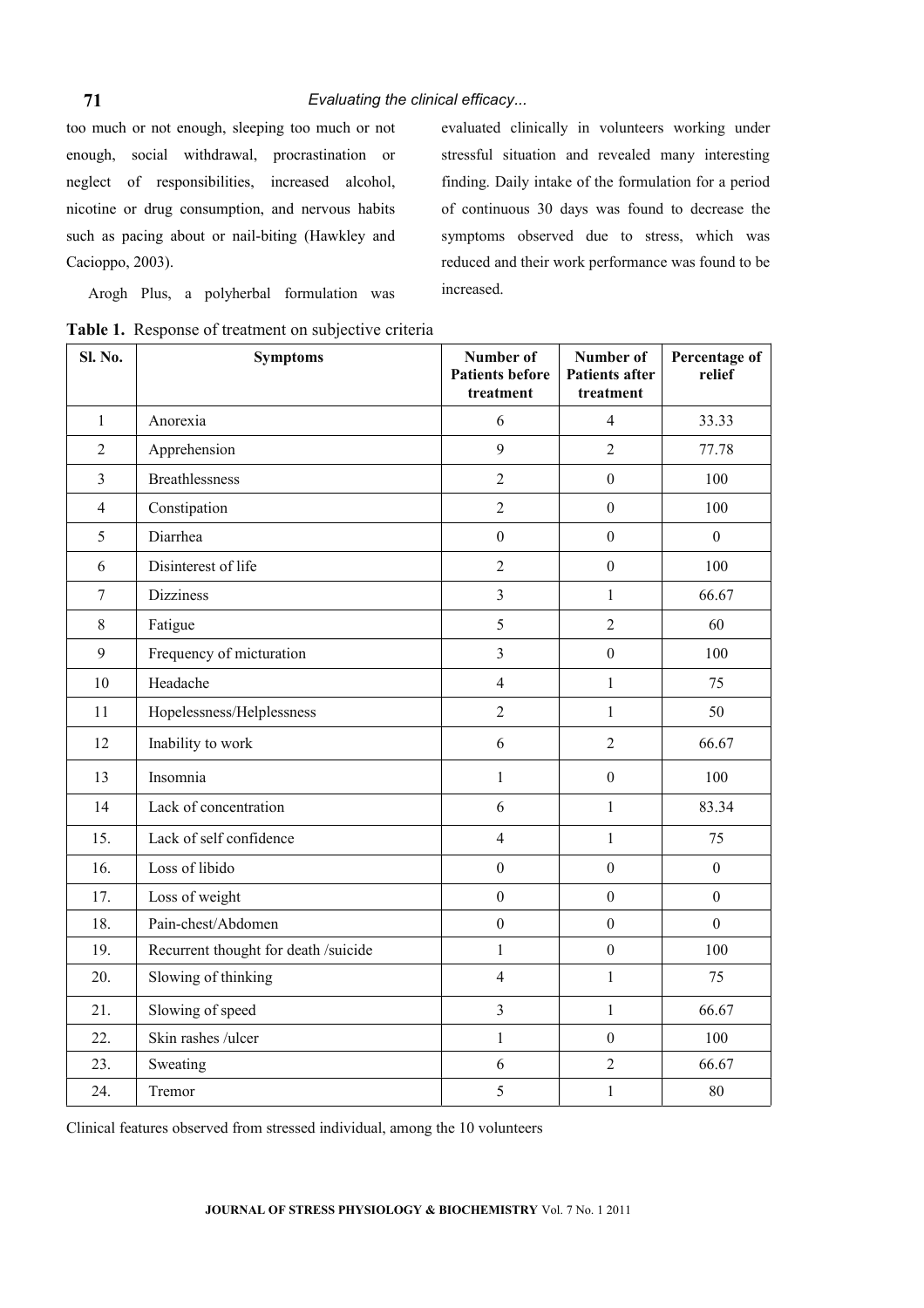too much or not enough, sleeping too much or not enough, social withdrawal, procrastination or neglect of responsibilities, increased alcohol, nicotine or drug consumption, and nervous habits such as pacing about or nail-biting (Hawkley and Cacioppo, 2003).

Arogh Plus, a polyherbal formulation was evaluated clinically in volunteers working under stressful situation and revealed many interesting finding. Daily intake of the formulation for a period of continuous 30 days was found to decrease the symptoms observed due to stress, which was reduced and their work performance was found to be increased.

**Table 1.** Response of treatment on subjective criteria

| Sl. No. | Symptoms | Number of Patients before treatment | Number of Patients after treatment | Percentage of relief |
|---|---|---|---|---|
| 1 | Anorexia | 6 | 4 | 33.33 |
| 2 | Apprehension | 9 | 2 | 77.78 |
| 3 | Breathlessness | 2 | 0 | 100 |
| 4 | Constipation | 2 | 0 | 100 |
| 5 | Diarrhea | 0 | 0 | 0 |
| 6 | Disinterest of life | 2 | 0 | 100 |
| 7 | Dizziness | 3 | 1 | 66.67 |
| 8 | Fatigue | 5 | 2 | 60 |
| 9 | Frequency of micturation | 3 | 0 | 100 |
| 10 | Headache | 4 | 1 | 75 |
| 11 | Hopelessness/Helplessness | 2 | 1 | 50 |
| 12 | Inability to work | 6 | 2 | 66.67 |
| 13 | Insomnia | 1 | 0 | 100 |
| 14 | Lack of concentration | 6 | 1 | 83.34 |
| 15. | Lack of self confidence | 4 | 1 | 75 |
| 16. | Loss of libido | 0 | 0 | 0 |
| 17. | Loss of weight | 0 | 0 | 0 |
| 18. | Pain-chest/Abdomen | 0 | 0 | 0 |
| 19. | Recurrent thought for death /suicide | 1 | 0 | 100 |
| 20. | Slowing of thinking | 4 | 1 | 75 |
| 21. | Slowing of speed | 3 | 1 | 66.67 |
| 22. | Skin rashes /ulcer | 1 | 0 | 100 |
| 23. | Sweating | 6 | 2 | 66.67 |
| 24. | Tremor | 5 | 1 | 80 |

Clinical features observed from stressed individual, among the 10 volunteers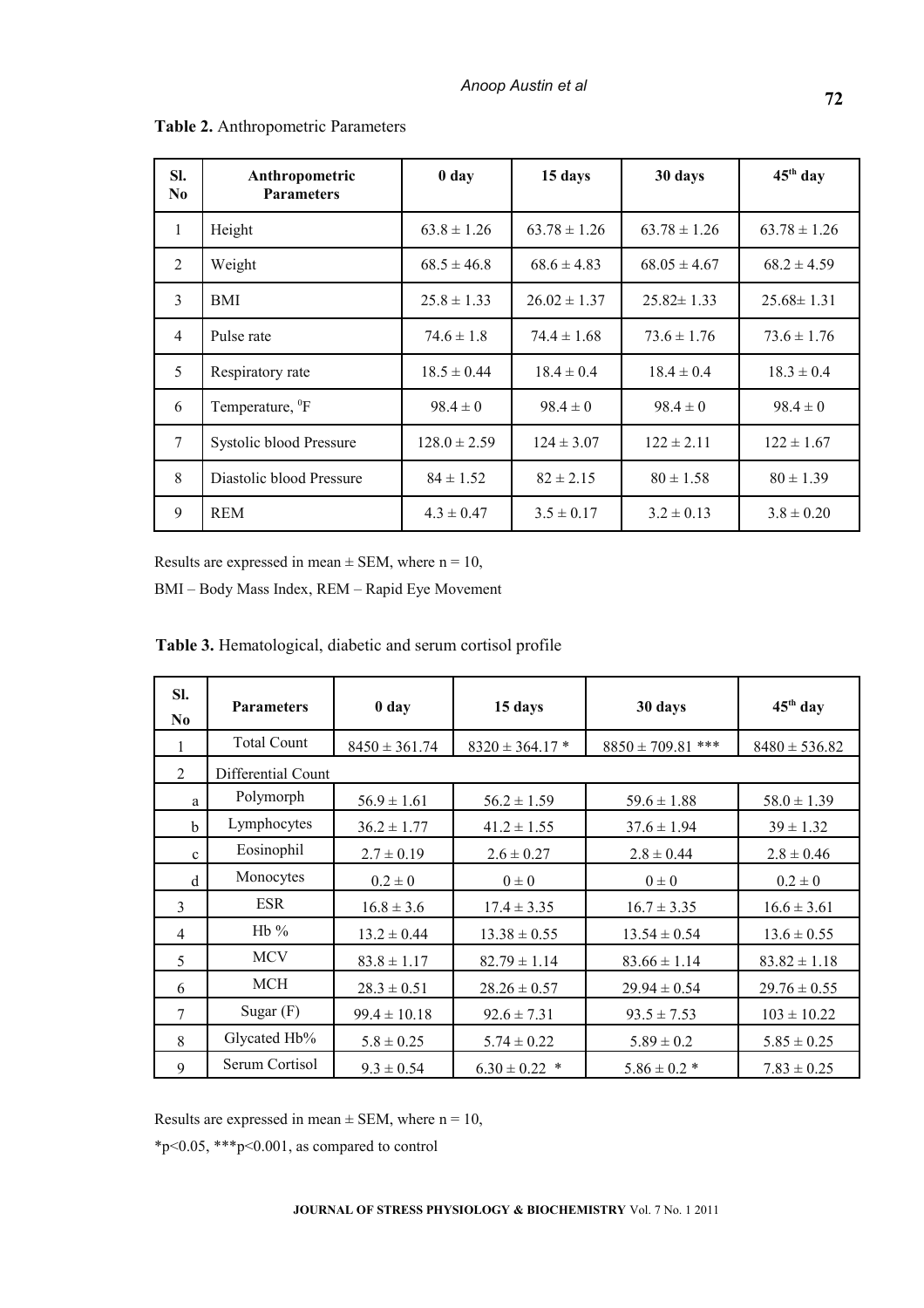**Table 2.** Anthropometric Parameters

| Sl. No | Anthropometric Parameters | 0 day | 15 days | 30 days | 45th day |
|---|---|---|---|---|---|
| 1 | Height | 63.8 ± 1.26 | 63.78 ± 1.26 | 63.78 ± 1.26 | 63.78 ± 1.26 |
| 2 | Weight | 68.5 ± 46.8 | 68.6 ± 4.83 | 68.05 ± 4.67 | 68.2 ± 4.59 |
| 3 | BMI | 25.8 ± 1.33 | 26.02 ± 1.37 | 25.82± 1.33 | 25.68± 1.31 |
| 4 | Pulse rate | 74.6 ± 1.8 | 74.4 ± 1.68 | 73.6 ± 1.76 | 73.6 ± 1.76 |
| 5 | Respiratory rate | 18.5 ± 0.44 | 18.4 ± 0.4 | 18.4 ± 0.4 | 18.3 ± 0.4 |
| 6 | Temperature, $^0$F | 98.4 ± 0 | 98.4 ± 0 | 98.4 ± 0 | 98.4 ± 0 |
| 7 | Systolic blood Pressure | 128.0 ± 2.59 | 124 ± 3.07 | 122 ± 2.11 | 122 ± 1.67 |
| 8 | Diastolic blood Pressure | 84 ± 1.52 | 82 ± 2.15 | 80 ± 1.58 | 80 ± 1.39 |
| 9 | REM | 4.3 ± 0.47 | 3.5 ± 0.17 | 3.2 ± 0.13 | 3.8 ± 0.20 |

Results are expressed in mean ± SEM, where n = 10,

BMI – Body Mass Index, REM – Rapid Eye Movement

**Table 3.** Hematological, diabetic and serum cortisol profile

| Sl. No | Parameters | 0 day | 15 days | 30 days | 45th day |
|---|---|---|---|---|---|
| 1 | Total Count | 8450 ± 361.74 | 8320 ± 364.17 * | 8850 ± 709.81 *** | 8480 ± 536.82 |
| 2 | Differential Count | | | | |
| a | Polymorph | 56.9 ± 1.61 | 56.2 ± 1.59 | 59.6 ± 1.88 | 58.0 ± 1.39 |
| b | Lymphocytes | 36.2 ± 1.77 | 41.2 ± 1.55 | 37.6 ± 1.94 | 39 ± 1.32 |
| c | Eosinophil | 2.7 ± 0.19 | 2.6 ± 0.27 | 2.8 ± 0.44 | 2.8 ± 0.46 |
| d | Monocytes | 0.2 ± 0 | 0 ± 0 | 0 ± 0 | 0.2 ± 0 |
| 3 | ESR | 16.8 ± 3.6 | 17.4 ± 3.35 | 16.7 ± 3.35 | 16.6 ± 3.61 |
| 4 | Hb % | 13.2 ± 0.44 | 13.38 ± 0.55 | 13.54 ± 0.54 | 13.6 ± 0.55 |
| 5 | MCV | 83.8 ± 1.17 | 82.79 ± 1.14 | 83.66 ± 1.14 | 83.82 ± 1.18 |
| 6 | MCH | 28.3 ± 0.51 | 28.26 ± 0.57 | 29.94 ± 0.54 | 29.76 ± 0.55 |
| 7 | Sugar (F) | 99.4 ± 10.18 | 92.6 ± 7.31 | 93.5 ± 7.53 | 103 ± 10.22 |
| 8 | Glycated Hb% | 5.8 ± 0.25 | 5.74 ± 0.22 | 5.89 ± 0.2 | 5.85 ± 0.25 |
| 9 | Serum Cortisol | 9.3 ± 0.54 | 6.30 ± 0.22 * | 5.86 ± 0.2 * | 7.83 ± 0.25 |

Results are expressed in mean ± SEM, where n = 10,

*$p<0.05$, ***$p<0.001$, as compared to control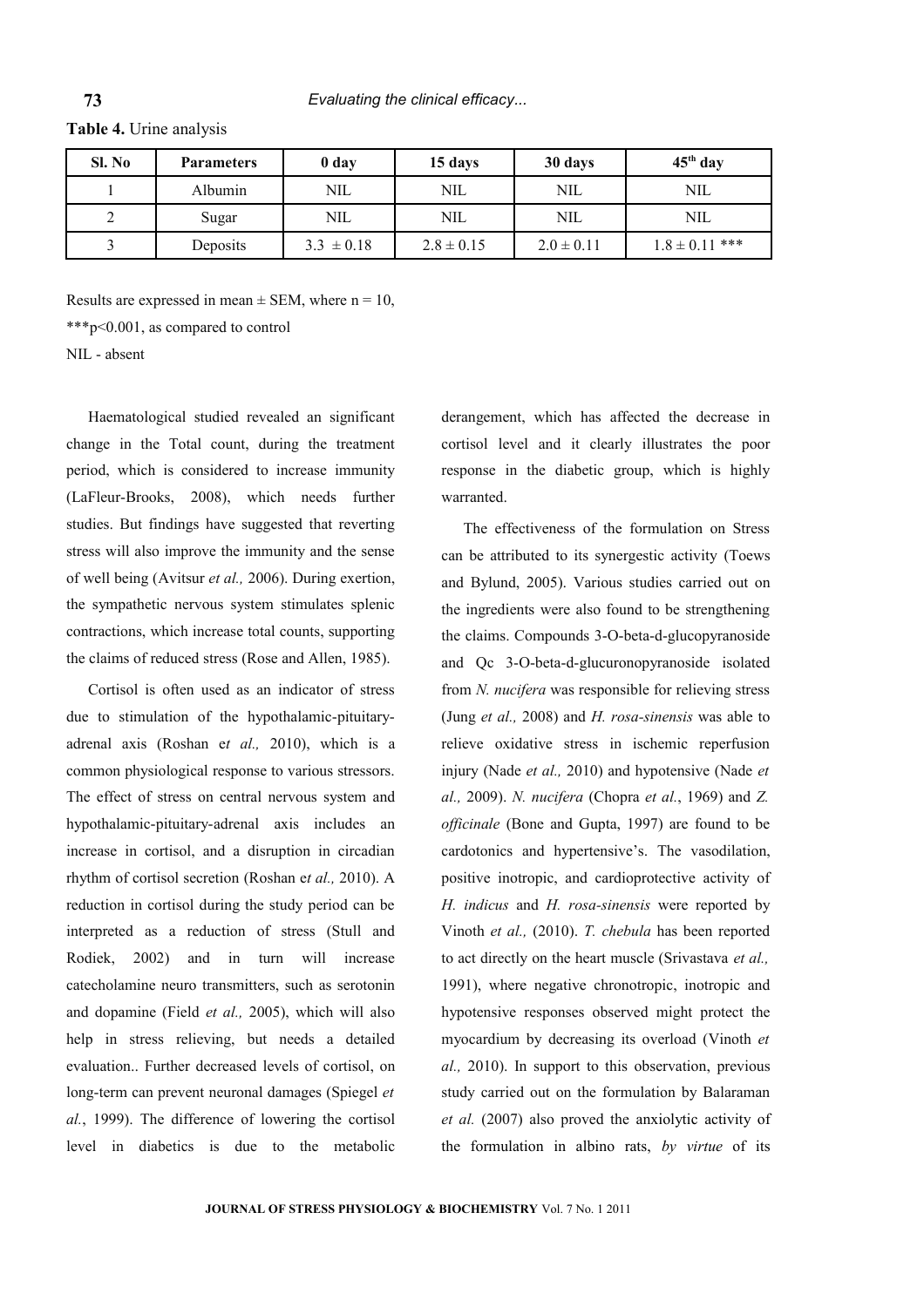**Table 4.** Urine analysis

| Sl. No | Parameters | 0 day | 15 days | 30 days | 45$^{th}$ day |
|---|---|---|---|---|---|
| 1 | Albumin | NIL | NIL | NIL | NIL |
| 2 | Sugar | NIL | NIL | NIL | NIL |
| 3 | Deposits | $3.3 \pm 0.18$ | $2.8 \pm 0.15$ | $2.0 \pm 0.11$ | $1.8 \pm 0.11$ *** |

Results are expressed in mean ± SEM, where n = 10,

***p<0.001, as compared to control

NIL - absent

Haematological studied revealed an significant change in the Total count, during the treatment period, which is considered to increase immunity (LaFleur-Brooks, 2008), which needs further studies. But findings have suggested that reverting stress will also improve the immunity and the sense of well being (Avitsur *et al.,* 2006). During exertion, the sympathetic nervous system stimulates splenic contractions, which increase total counts, supporting the claims of reduced stress (Rose and Allen, 1985).

Cortisol is often used as an indicator of stress due to stimulation of the hypothalamic-pituitary-adrenal axis (Roshan e*t al.,* 2010), which is a common physiological response to various stressors. The effect of stress on central nervous system and hypothalamic-pituitary-adrenal axis includes an increase in cortisol, and a disruption in circadian rhythm of cortisol secretion (Roshan e*t al.,* 2010). A reduction in cortisol during the study period can be interpreted as a reduction of stress (Stull and Rodiek, 2002) and in turn will increase catecholamine neuro transmitters, such as serotonin and dopamine (Field *et al.,* 2005), which will also help in stress relieving, but needs a detailed evaluation.. Further decreased levels of cortisol, on long-term can prevent neuronal damages (Spiegel *et al.*, 1999). The difference of lowering the cortisol level in diabetics is due to the metabolic derangement, which has affected the decrease in cortisol level and it clearly illustrates the poor response in the diabetic group, which is highly warranted.

The effectiveness of the formulation on Stress can be attributed to its synergestic activity (Toews and Bylund, 2005). Various studies carried out on the ingredients were also found to be strengthening the claims. Compounds 3-O-beta-d-glucopyranoside and Qc 3-O-beta-d-glucuronopyranoside isolated from *N. nucifera* was responsible for relieving stress (Jung *et al.,* 2008) and *H. rosa-sinensis* was able to relieve oxidative stress in ischemic reperfusion injury (Nade *et al.,* 2010) and hypotensive (Nade *et al.,* 2009). *N. nucifera* (Chopra *et al.*, 1969) and *Z. officinale* (Bone and Gupta, 1997) are found to be cardotonics and hypertensive's. The vasodilation, positive inotropic, and cardioprotective activity of *H. indicus* and *H. rosa-sinensis* were reported by Vinoth *et al.,* (2010). *T. chebula* has been reported to act directly on the heart muscle (Srivastava *et al.,* 1991), where negative chronotropic, inotropic and hypotensive responses observed might protect the myocardium by decreasing its overload (Vinoth *et al.,* 2010). In support to this observation, previous study carried out on the formulation by Balaraman *et al.* (2007) also proved the anxiolytic activity of the formulation in albino rats, *by virtue* of its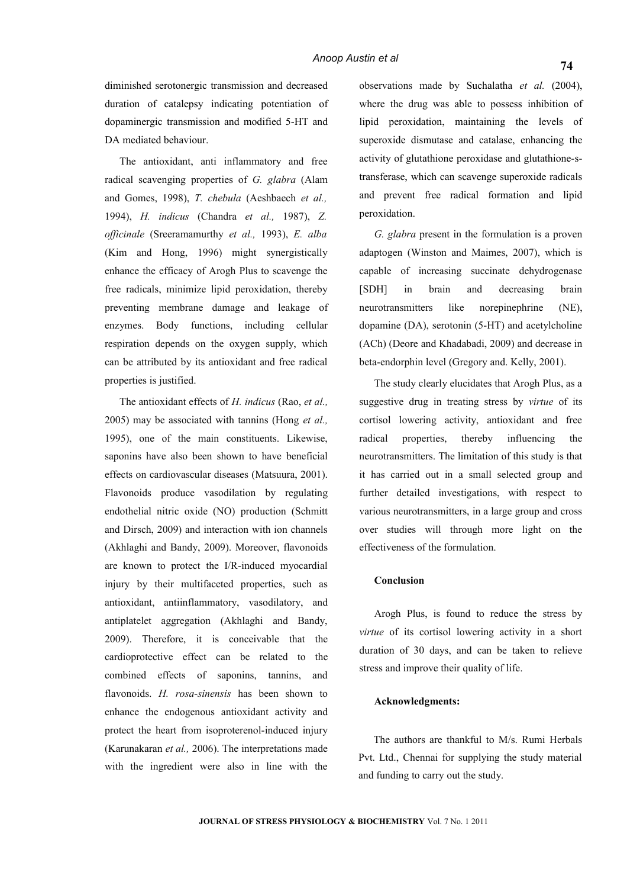diminished serotonergic transmission and decreased duration of catalepsy indicating potentiation of dopaminergic transmission and modified 5-HT and DA mediated behaviour.

The antioxidant, anti inflammatory and free radical scavenging properties of *G. glabra* (Alam and Gomes, 1998), *T. chebula* (Aeshbaech *et al.,* 1994), *H. indicus* (Chandra *et al.,* 1987), *Z. officinale* (Sreeramamurthy *et al.,* 1993), *E. alba* (Kim and Hong, 1996) might synergistically enhance the efficacy of Arogh Plus to scavenge the free radicals, minimize lipid peroxidation, thereby preventing membrane damage and leakage of enzymes. Body functions, including cellular respiration depends on the oxygen supply, which can be attributed by its antioxidant and free radical properties is justified.

The antioxidant effects of *H. indicus* (Rao, *et al.,* 2005) may be associated with tannins (Hong *et al.,* 1995), one of the main constituents. Likewise, saponins have also been shown to have beneficial effects on cardiovascular diseases (Matsuura, 2001). Flavonoids produce vasodilation by regulating endothelial nitric oxide (NO) production (Schmitt and Dirsch, 2009) and interaction with ion channels (Akhlaghi and Bandy, 2009). Moreover, flavonoids are known to protect the I/R-induced myocardial injury by their multifaceted properties, such as antioxidant, antiinflammatory, vasodilatory, and antiplatelet aggregation (Akhlaghi and Bandy, 2009). Therefore, it is conceivable that the cardioprotective effect can be related to the combined effects of saponins, tannins, and flavonoids. *H. rosa-sinensis* has been shown to enhance the endogenous antioxidant activity and protect the heart from isoproterenol-induced injury (Karunakaran *et al.,* 2006). The interpretations made with the ingredient were also in line with the observations made by Suchalatha *et al.* (2004), where the drug was able to possess inhibition of lipid peroxidation, maintaining the levels of superoxide dismutase and catalase, enhancing the activity of glutathione peroxidase and glutathione-s-transferase, which can scavenge superoxide radicals and prevent free radical formation and lipid peroxidation.

*G. glabra* present in the formulation is a proven adaptogen (Winston and Maimes, 2007), which is capable of increasing succinate dehydrogenase [SDH] in brain and decreasing brain neurotransmitters like norepinephrine (NE), dopamine (DA), serotonin (5-HT) and acetylcholine (ACh) (Deore and Khadabadi, 2009) and decrease in beta-endorphin level (Gregory and. Kelly, 2001).

The study clearly elucidates that Arogh Plus, as a suggestive drug in treating stress by *virtue* of its cortisol lowering activity, antioxidant and free radical properties, thereby influencing the neurotransmitters. The limitation of this study is that it has carried out in a small selected group and further detailed investigations, with respect to various neurotransmitters, in a large group and cross over studies will through more light on the effectiveness of the formulation.

## Conclusion

Arogh Plus, is found to reduce the stress by *virtue* of its cortisol lowering activity in a short duration of 30 days, and can be taken to relieve stress and improve their quality of life.

## Acknowledgments:

The authors are thankful to M/s. Rumi Herbals Pvt. Ltd., Chennai for supplying the study material and funding to carry out the study.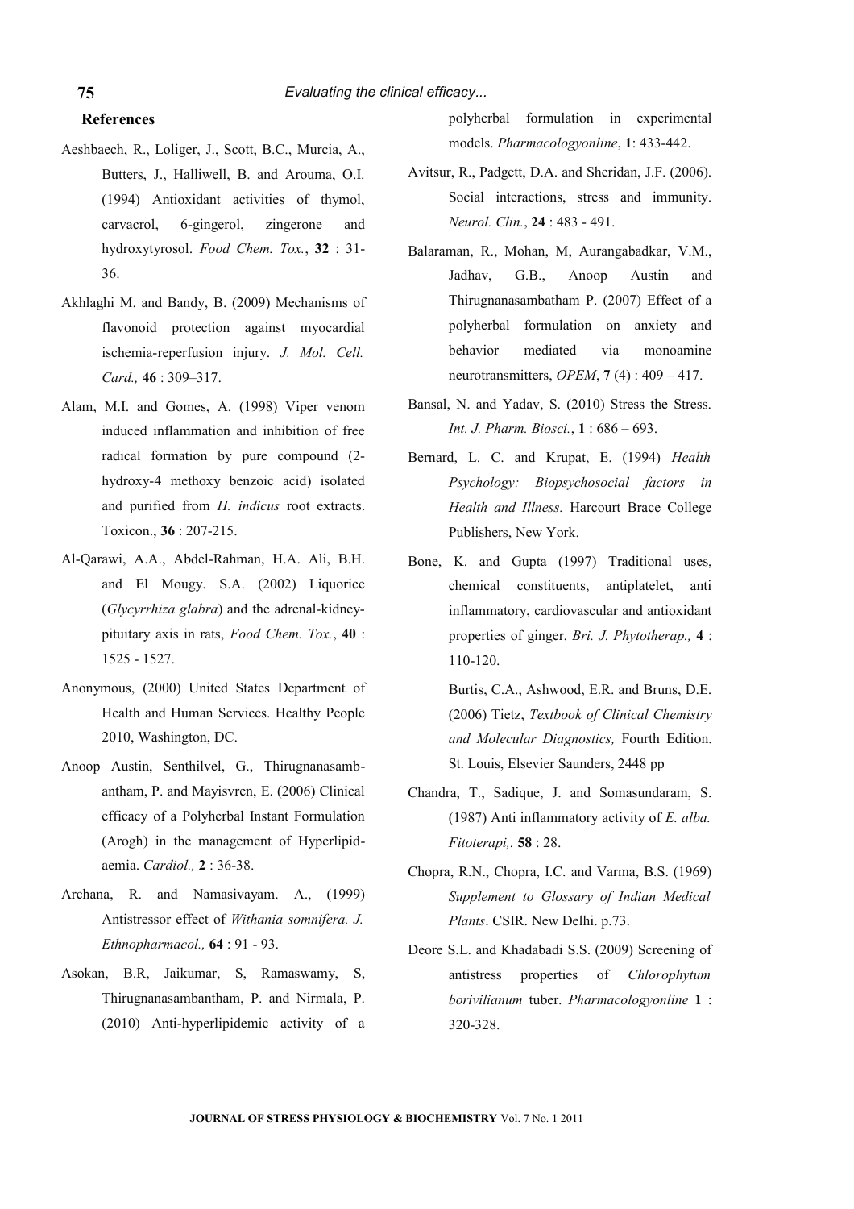## References

Aeshbaech, R., Loliger, J., Scott, B.C., Murcia, A., Butters, J., Halliwell, B. and Arouma, O.I. (1994) Antioxidant activities of thymol, carvacrol, 6-gingerol, zingerone and hydroxytyrosol. *Food Chem. Tox.*, **32** : 31-36.

Akhlaghi M. and Bandy, B. (2009) Mechanisms of flavonoid protection against myocardial ischemia-reperfusion injury. *J. Mol. Cell. Card.,* **46** : 309–317.

Alam, M.I. and Gomes, A. (1998) Viper venom induced inflammation and inhibition of free radical formation by pure compound (2-hydroxy-4 methoxy benzoic acid) isolated and purified from *H. indicus* root extracts. Toxicon., **36** : 207-215.

Al-Qarawi, A.A., Abdel-Rahman, H.A. Ali, B.H. and El Mougy. S.A. (2002) Liquorice (*Glycyrrhiza glabra*) and the adrenal-kidney-pituitary axis in rats, *Food Chem. Tox.*, **40** : 1525 - 1527.

Anonymous, (2000) United States Department of Health and Human Services. Healthy People 2010, Washington, DC.

Anoop Austin, Senthilvel, G., Thirugnanasambantham, P. and Mayisvren, E. (2006) Clinical efficacy of a Polyherbal Instant Formulation (Arogh) in the management of Hyperlipidaemia. *Cardiol.,* **2** : 36-38.

Archana, R. and Namasivayam. A., (1999) Antistressor effect of *Withania somnifera. J. Ethnopharmacol.,* **64** : 91 - 93.

Asokan, B.R, Jaikumar, S, Ramaswamy, S, Thirugnanasambantham, P. and Nirmala, P. (2010) Anti-hyperlipidemic activity of a polyherbal formulation in experimental models. *Pharmacologyonline*, **1**: 433-442.

Avitsur, R., Padgett, D.A. and Sheridan, J.F. (2006). Social interactions, stress and immunity. *Neurol. Clin.*, **24** : 483 - 491.

Balaraman, R., Mohan, M, Aurangabadkar, V.M., Jadhav, G.B., Anoop Austin and Thirugnanasambatham P. (2007) Effect of a polyherbal formulation on anxiety and behavior mediated via monoamine neurotransmitters, *OPEM*, **7** (4) : 409 – 417.

Bansal, N. and Yadav, S. (2010) Stress the Stress. *Int. J. Pharm. Biosci.*, **1** : 686 – 693.

Bernard, L. C. and Krupat, E. (1994) *Health Psychology: Biopsychosocial factors in Health and Illness.* Harcourt Brace College Publishers, New York.

Bone, K. and Gupta (1997) Traditional uses, chemical constituents, antiplatelet, anti inflammatory, cardiovascular and antioxidant properties of ginger. *Bri. J. Phytotherap.,* **4** : 110-120.

Burtis, C.A., Ashwood, E.R. and Bruns, D.E. (2006) Tietz, *Textbook of Clinical Chemistry and Molecular Diagnostics,* Fourth Edition. St. Louis, Elsevier Saunders, 2448 pp

Chandra, T., Sadique, J. and Somasundaram, S. (1987) Anti inflammatory activity of *E. alba. Fitoterapi,.* **58** : 28.

Chopra, R.N., Chopra, I.C. and Varma, B.S. (1969) *Supplement to Glossary of Indian Medical Plants*. CSIR. New Delhi. p.73.

Deore S.L. and Khadabadi S.S. (2009) Screening of antistress properties of *Chlorophytum borivilianum* tuber. *Pharmacologyonline* **1** : 320-328.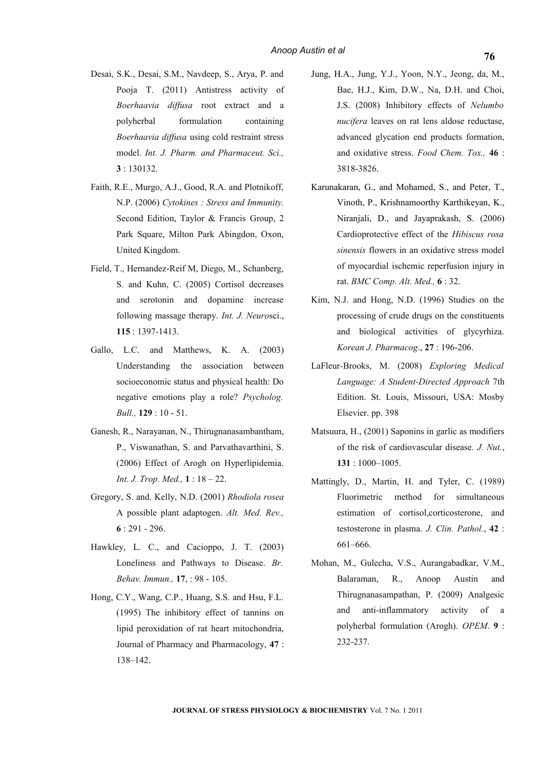Desai, S.K., Desai, S.M., Navdeep, S., Arya, P. and Pooja T. (2011) Antistress activity of *Boerhaavia diffusa* root extract and a polyherbal formulation containing *Boerhaavia diffusa* using cold restraint stress model. *Int. J. Pharm. and Pharmaceut. Sci.,* **3** : 130132.

Faith, R.E., Murgo, A.J., Good, R.A. and Plotnikoff, N.P. (2006) *Cytokines : Stress and Immunity.* Second Edition, Taylor & Francis Group, 2 Park Square, Milton Park Abingdon, Oxon, United Kingdom.

Field, T., Hernandez-Reif M, Diego, M., Schanberg, S. and Kuhn, C. (2005) Cortisol decreases and serotonin and dopamine increase following massage therapy. *Int. J. Neuros*ci., **115** : 1397-1413.

Gallo, L.C. and Matthews, K. A. (2003) Understanding the association between socioeconomic status and physical health: Do negative emotions play a role? *Psycholog. Bull.,* **129** : 10 - 51.

Ganesh, R., Narayanan, N., Thirugnanasambantham, P., Viswanathan, S. and Parvathavarthini, S. (2006) Effect of Arogh on Hyperlipidemia. *Int. J. Trop. Med.,* **1** : 18 – 22.

Gregory, S. and. Kelly, N.D. (2001) *Rhodiola rosea* A possible plant adaptogen. *Alt. Med. Rev.,* **6** : 291 - 296.

Hawkley, L. C., and Cacioppo, J. T. (2003) Loneliness and Pathways to Disease. *Br. Behav. Immun.,* **17**, : 98 - 105.

Hong, C.Y., Wang, C.P., Huang, S.S. and Hsu, F.L. (1995) The inhibitory effect of tannins on lipid peroxidation of rat heart mitochondria, Journal of Pharmacy and Pharmacology, **47** : 138–142.

Jung, H.A., Jung, Y.J., Yoon, N.Y., Jeong, da, M., Bae, H.J., Kim, D.W., Na, D.H. and Choi, J.S. (2008) Inhibitory effects of *Nelumbo nucifera* leaves on rat lens aldose reductase, advanced glycation end products formation, and oxidative stress. *Food Chem. Tox.,* **46** : 3818-3826.

Karunakaran, G., and Mohamed, S., and Peter, T., Vinoth, P., Krishnamoorthy Karthikeyan, K., Niranjali, D., and Jayaprakash, S. (2006) Cardioprotective effect of the *Hibiscus rosa sinensis* flowers in an oxidative stress model of myocardial ischemic reperfusion injury in rat. *BMC Comp. Alt. Med.,* **6** : 32.

Kim, N.J. and Hong, N.D. (1996) Studies on the processing of crude drugs on the constituents and biological activities of glycyrhiza. *Korean J. Pharmacog*., **27** : 196-206.

LaFleur-Brooks, M. (2008) *Exploring Medical Language: A Student-Directed Approach* 7th Edition. St. Louis, Missouri, USA: Mosby Elsevier. pp. 398

Matsuura, H., (2001) Saponins in garlic as modifiers of the risk of cardiovascular disease. *J. Nut.*, **131** : 1000–1005.

Mattingly, D., Martin, H. and Tyler, C. (1989) Fluorimetric method for simultaneous estimation of cortisol,corticosterone, and testosterone in plasma. *J. Clin. Pathol.*, **42** : 661–666.

Mohan, M., Gulecha, V.S., Aurangabadkar, V.M., Balaraman, R., Anoop Austin and Thirugnanasampathan, P. (2009) Analgesic and anti-inflammatory activity of a polyherbal formulation (Arogh). *OPEM*. **9** : 232-237.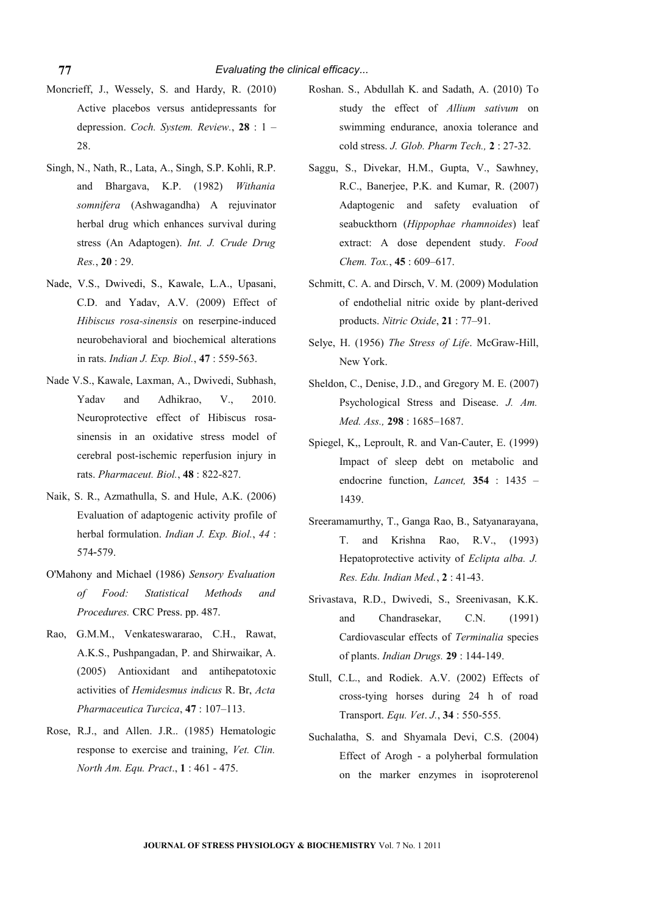Moncrieff, J., Wessely, S. and Hardy, R. (2010) Active placebos versus antidepressants for depression. *Coch. System. Review.*, **28** : 1 – 28.

Singh, N., Nath, R., Lata, A., Singh, S.P. Kohli, R.P. and Bhargava, K.P. (1982) *Withania somnifera* (Ashwagandha) A rejuvinator herbal drug which enhances survival during stress (An Adaptogen). *Int. J. Crude Drug Res.*, **20** : 29.

Nade, V.S., Dwivedi, S., Kawale, L.A., Upasani, C.D. and Yadav, A.V. (2009) Effect of *Hibiscus rosa-sinensis* on reserpine-induced neurobehavioral and biochemical alterations in rats. *Indian J. Exp. Biol.*, **47** : 559-563.

Nade V.S., Kawale, Laxman, A., Dwivedi, Subhash, Yadav and Adhikrao, V., 2010. Neuroprotective effect of Hibiscus rosa-sinensis in an oxidative stress model of cerebral post-ischemic reperfusion injury in rats. *Pharmaceut. Biol.*, **48** : 822-827.

Naik, S. R., Azmathulla, S. and Hule, A.K. (2006) Evaluation of adaptogenic activity profile of herbal formulation. *Indian J. Exp. Biol.*, *44* : 574-579.

O'Mahony and Michael (1986) *Sensory Evaluation of Food: Statistical Methods and Procedures.* CRC Press. pp. 487.

Rao, G.M.M., Venkateswararao, C.H., Rawat, A.K.S., Pushpangadan, P. and Shirwaikar, A. (2005) Antioxidant and antihepatotoxic activities of *Hemidesmus indicus* R. Br, *Acta Pharmaceutica Turcica*, **47** : 107–113.

Rose, R.J., and Allen. J.R.. (1985) Hematologic response to exercise and training, *Vet. Clin. North Am. Equ. Pract*., **1** : 461 - 475.

Roshan. S., Abdullah K. and Sadath, A. (2010) To study the effect of *Allium sativum* on swimming endurance, anoxia tolerance and cold stress. *J. Glob. Pharm Tech.,* **2** : 27-32.

Saggu, S., Divekar, H.M., Gupta, V., Sawhney, R.C., Banerjee, P.K. and Kumar, R. (2007) Adaptogenic and safety evaluation of seabuckthorn (*Hippophae rhamnoides*) leaf extract: A dose dependent study. *Food Chem. Tox.*, **45** : 609–617.

Schmitt, C. A. and Dirsch, V. M. (2009) Modulation of endothelial nitric oxide by plant-derived products. *Nitric Oxide*, **21** : 77–91.

Selye, H. (1956) *The Stress of Life*. McGraw-Hill, New York.

Sheldon, C., Denise, J.D., and Gregory M. E. (2007) Psychological Stress and Disease. *J. Am. Med. Ass.,* **298** : 1685–1687.

Spiegel, K,, Leproult, R. and Van-Cauter, E. (1999) Impact of sleep debt on metabolic and endocrine function, *Lancet,* **354** : 1435 – 1439.

Sreeramamurthy, T., Ganga Rao, B., Satyanarayana, T. and Krishna Rao, R.V., (1993) Hepatoprotective activity of *Eclipta alba. J. Res. Edu. Indian Med.*, **2** : 41-43.

Srivastava, R.D., Dwivedi, S., Sreenivasan, K.K. and Chandrasekar, C.N. (1991) Cardiovascular effects of *Terminalia* species of plants. *Indian Drugs.* **29** : 144-149.

Stull, C.L., and Rodiek. A.V. (2002) Effects of cross-tying horses during 24 h of road Transport. *Equ. Vet*. *J.*, **34** : 550-555.

Suchalatha, S. and Shyamala Devi, C.S. (2004) Effect of Arogh - a polyherbal formulation on the marker enzymes in isoproterenol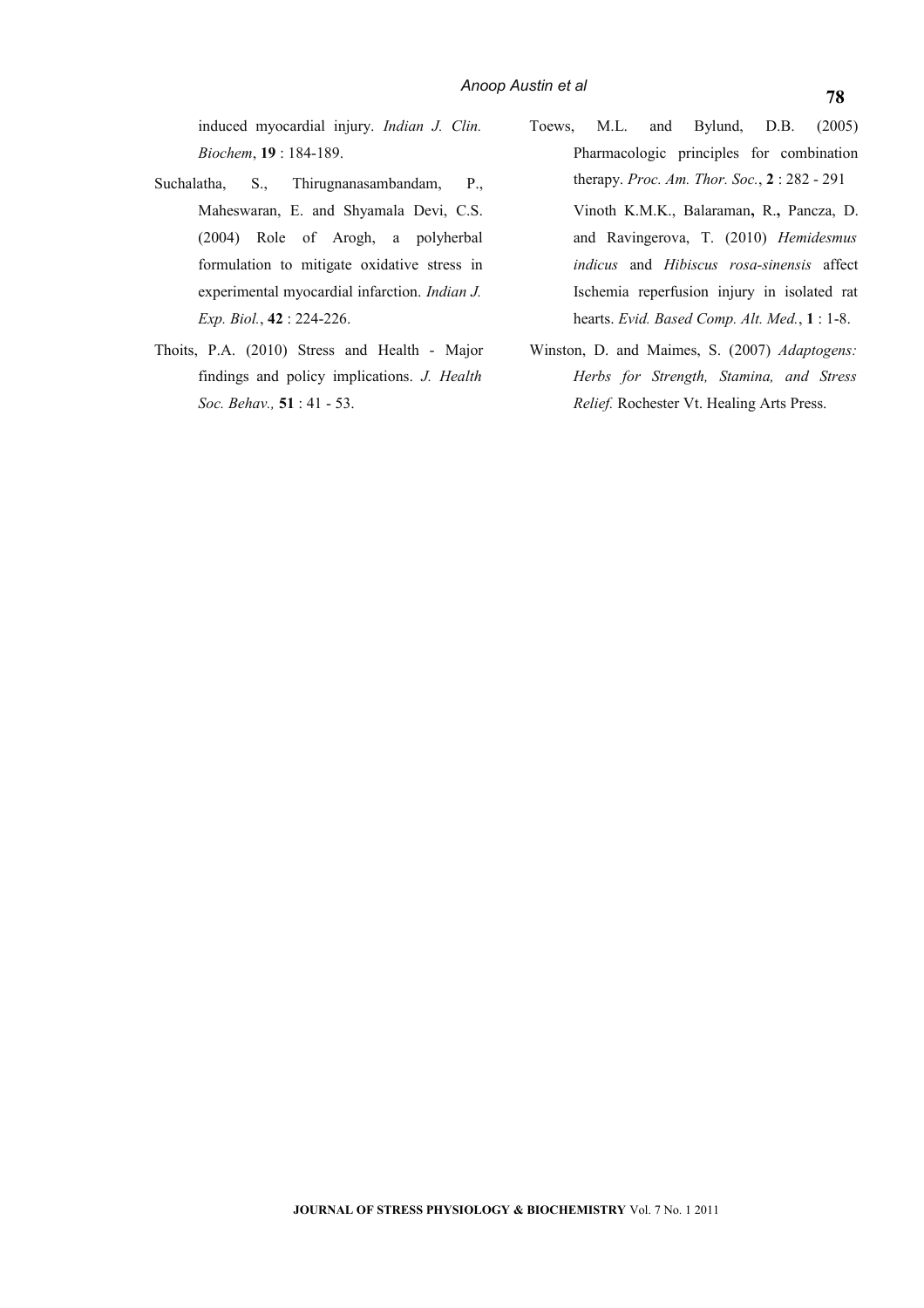induced myocardial injury. *Indian J. Clin. Biochem*, **19** : 184-189.

Suchalatha, S., Thirugnanasambandam, P., Maheswaran, E. and Shyamala Devi, C.S. (2004) Role of Arogh, a polyherbal formulation to mitigate oxidative stress in experimental myocardial infarction. *Indian J. Exp. Biol.*, **42** : 224-226.

Thoits, P.A. (2010) Stress and Health - Major findings and policy implications. *J. Health Soc. Behav.,* **51** : 41 - 53.

Toews, M.L. and Bylund, D.B. (2005) Pharmacologic principles for combination therapy. *Proc. Am. Thor. Soc.*, **2** : 282 - 291

Vinoth K.M.K., Balaraman**,** R.**,** Pancza, D. and Ravingerova, T. (2010) *Hemidesmus indicus* and *Hibiscus rosa-sinensis* affect Ischemia reperfusion injury in isolated rat hearts. *Evid. Based Comp. Alt. Med.*, **1** : 1-8.

Winston, D. and Maimes, S. (2007) *Adaptogens: Herbs for Strength, Stamina, and Stress Relief.* Rochester Vt. Healing Arts Press.